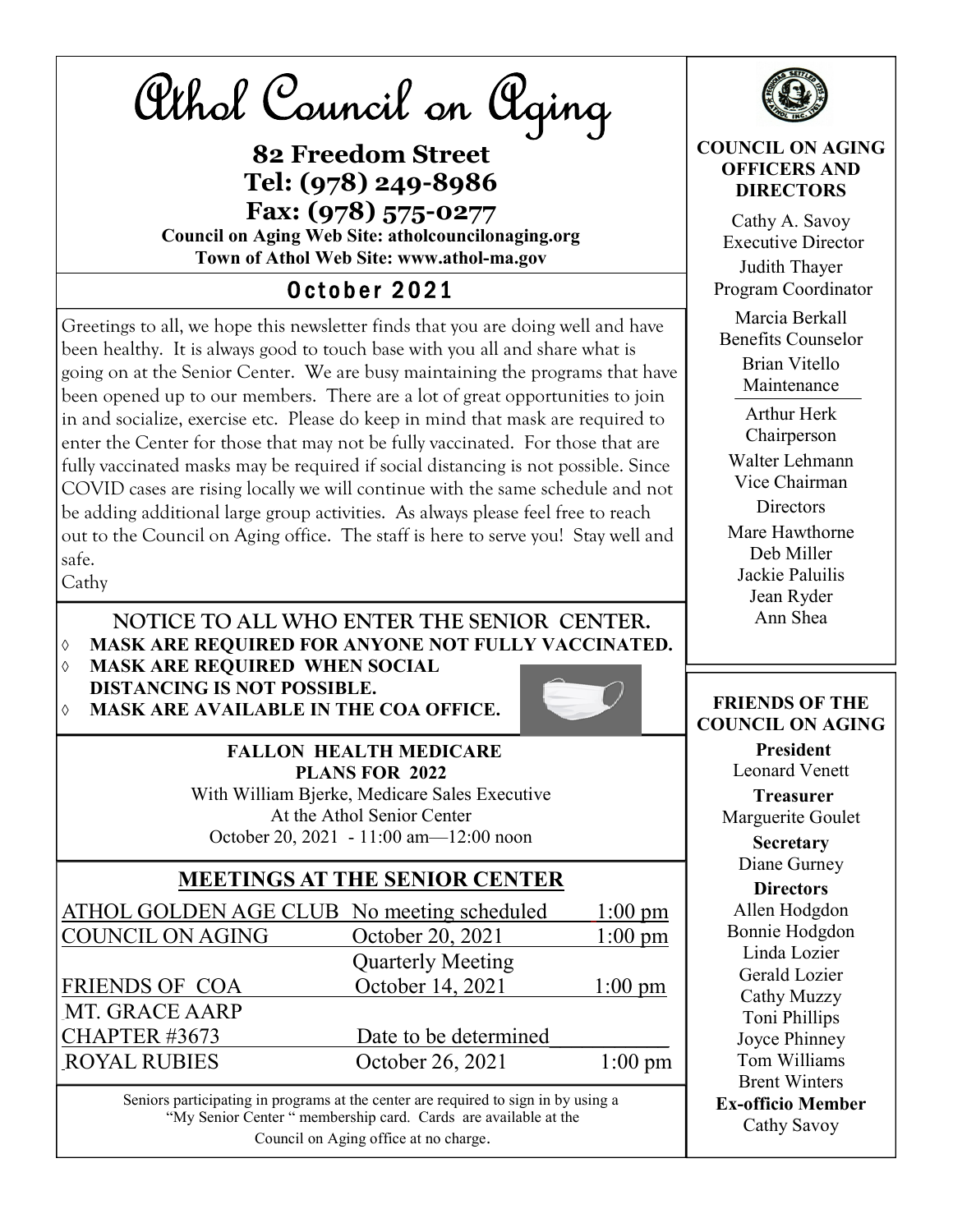# Athol Council on Aging

**82 Freedom Street**
**Tel: (978) 249-8986**
**Fax: (978) 575-0277**
**Council on Aging Web Site: atholcouncilonaging.org**
**Town of Athol Web Site: www.athol-ma.gov**

## October 2021

Greetings to all, we hope this newsletter finds that you are doing well and have been healthy. It is always good to touch base with you all and share what is going on at the Senior Center. We are busy maintaining the programs that have been opened up to our members. There are a lot of great opportunities to join in and socialize, exercise etc. Please do keep in mind that mask are required to enter the Center for those that may not be fully vaccinated. For those that are fully vaccinated masks may be required if social distancing is not possible. Since COVID cases are rising locally we will continue with the same schedule and not be adding additional large group activities. As always please feel free to reach out to the Council on Aging office. The staff is here to serve you! Stay well and safe.

Cathy

### NOTICE TO ALL WHO ENTER THE SENIOR CENTER.

- **MASK ARE REQUIRED FOR ANYONE NOT FULLY VACCINATED.**
- **MASK ARE REQUIRED WHEN SOCIAL DISTANCING IS NOT POSSIBLE.**
- **MASK ARE AVAILABLE IN THE COA OFFICE.**

**FALLON HEALTH MEDICARE PLANS FOR 2022**
With William Bjerke, Medicare Sales Executive
At the Athol Senior Center
October 20, 2021 - 11:00 am—12:00 noon

## MEETINGS AT THE SENIOR CENTER

| | | |
|---|---|---|
| ATHOL GOLDEN AGE CLUB | No meeting scheduled | 1:00 pm |
| COUNCIL ON AGING | October 20, 2021<br>Quarterly Meeting | 1:00 pm |
| FRIENDS OF COA | October 14, 2021 | 1:00 pm |
| MT. GRACE AARP CHAPTER #3673 | Date to be determined | |
| ROYAL RUBIES | October 26, 2021 | 1:00 pm |

Seniors participating in programs at the center are required to sign in by using a "My Senior Center " membership card. Cards are available at the Council on Aging office at no charge.

**COUNCIL ON AGING OFFICERS AND DIRECTORS**

Cathy A. Savoy
Executive Director

Judith Thayer
Program Coordinator

Marcia Berkall
Benefits Counselor

Brian Vitello
Maintenance

Arthur Herk
Chairperson

Walter Lehmann
Vice Chairman

Directors

Mare Hawthorne
Deb Miller
Jackie Paluilis
Jean Ryder
Ann Shea

**FRIENDS OF THE COUNCIL ON AGING**

**President**
Leonard Venett

**Treasurer**
Marguerite Goulet

**Secretary**
Diane Gurney

**Directors**
Allen Hodgdon
Bonnie Hodgdon
Linda Lozier
Gerald Lozier
Cathy Muzzy
Toni Phillips
Joyce Phinney
Tom Williams
Brent Winters

**Ex-officio Member**
Cathy Savoy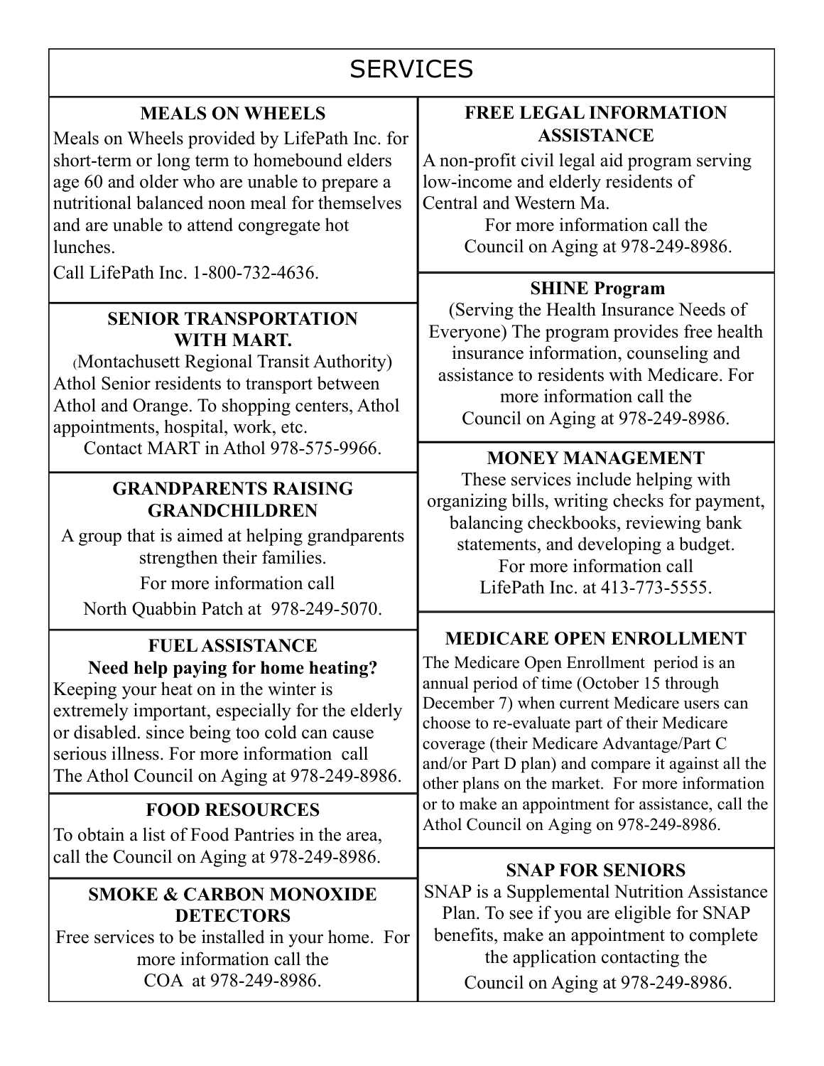# SERVICES

## MEALS ON WHEELS

Meals on Wheels provided by LifePath Inc. for short-term or long term to homebound elders age 60 and older who are unable to prepare a nutritional balanced noon meal for themselves and are unable to attend congregate hot lunches.

Call LifePath Inc. 1-800-732-4636.

## SENIOR TRANSPORTATION WITH MART.

(Montachusett Regional Transit Authority) Athol Senior residents to transport between Athol and Orange. To shopping centers, Athol appointments, hospital, work, etc.

Contact MART in Athol 978-575-9966.

## GRANDPARENTS RAISING GRANDCHILDREN

A group that is aimed at helping grandparents strengthen their families.

For more information call

North Quabbin Patch at 978-249-5070.

## FUEL ASSISTANCE

**Need help paying for home heating?**

Keeping your heat on in the winter is extremely important, especially for the elderly or disabled. since being too cold can cause serious illness. For more information call The Athol Council on Aging at 978-249-8986.

## FOOD RESOURCES

To obtain a list of Food Pantries in the area, call the Council on Aging at 978-249-8986.

## SMOKE & CARBON MONOXIDE DETECTORS

Free services to be installed in your home. For more information call the COA at 978-249-8986.

## FREE LEGAL INFORMATION ASSISTANCE

A non-profit civil legal aid program serving low-income and elderly residents of Central and Western Ma.

For more information call the Council on Aging at 978-249-8986.

## SHINE Program

(Serving the Health Insurance Needs of Everyone) The program provides free health insurance information, counseling and assistance to residents with Medicare. For more information call the Council on Aging at 978-249-8986.

## MONEY MANAGEMENT

These services include helping with organizing bills, writing checks for payment, balancing checkbooks, reviewing bank statements, and developing a budget.

For more information call LifePath Inc. at 413-773-5555.

## MEDICARE OPEN ENROLLMENT

The Medicare Open Enrollment period is an annual period of time (October 15 through December 7) when current Medicare users can choose to re-evaluate part of their Medicare coverage (their Medicare Advantage/Part C and/or Part D plan) and compare it against all the other plans on the market. For more information or to make an appointment for assistance, call the Athol Council on Aging on 978-249-8986.

## SNAP FOR SENIORS

SNAP is a Supplemental Nutrition Assistance Plan. To see if you are eligible for SNAP benefits, make an appointment to complete the application contacting the

Council on Aging at 978-249-8986.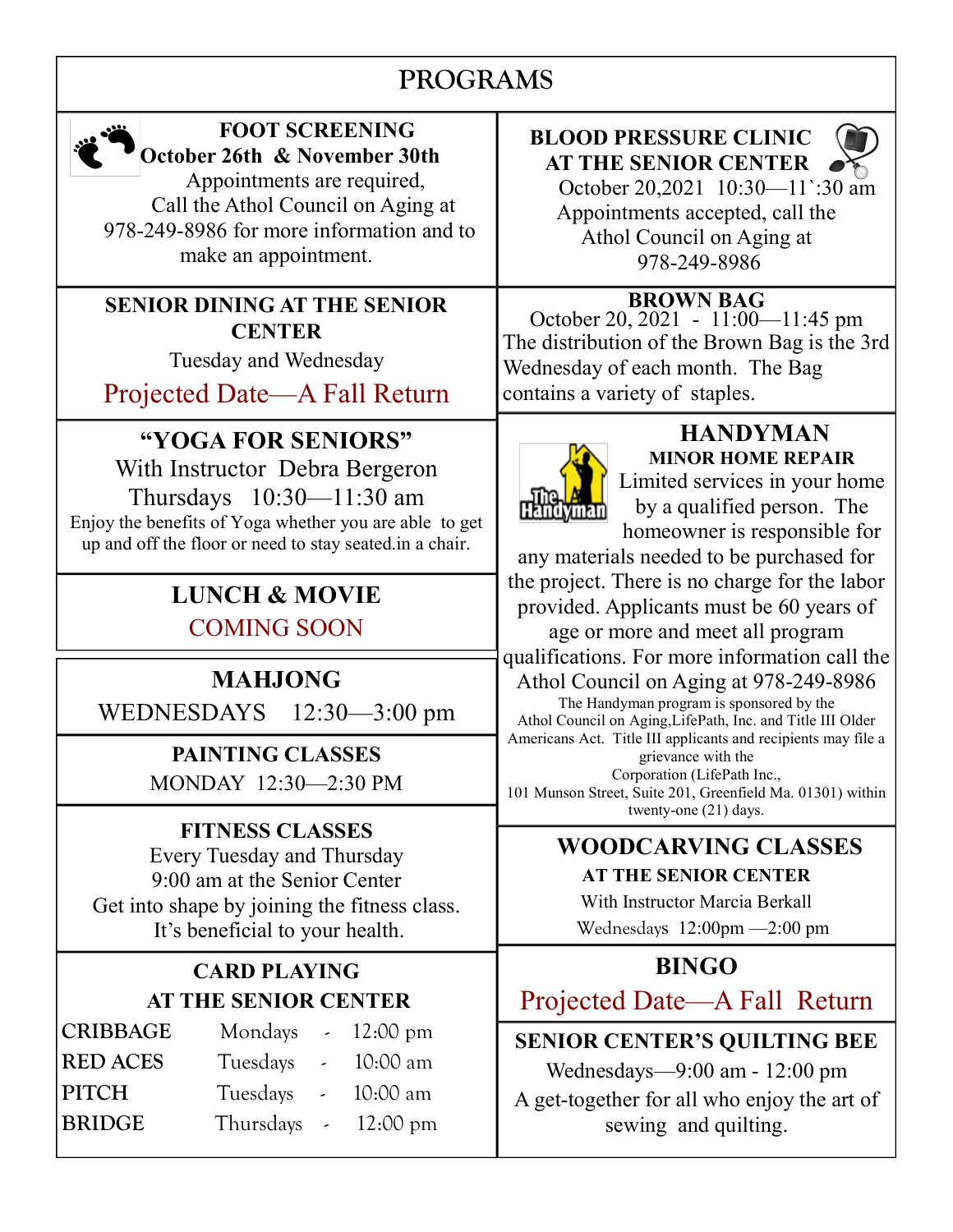# PROGRAMS

### FOOT SCREENING

**October 26th & November 30th**

Appointments are required, Call the Athol Council on Aging at 978-249-8986 for more information and to make an appointment.

### SENIOR DINING AT THE SENIOR CENTER

Tuesday and Wednesday

Projected Date—A Fall Return

### "YOGA FOR SENIORS"

With Instructor Debra Bergeron

Thursdays 10:30—11:30 am

Enjoy the benefits of Yoga whether you are able to get up and off the floor or need to stay seated.in a chair.

### LUNCH & MOVIE

COMING SOON

### MAHJONG

WEDNESDAYS 12:30—3:00 pm

### PAINTING CLASSES

MONDAY 12:30—2:30 PM

### FITNESS CLASSES

Every Tuesday and Thursday
9:00 am at the Senior Center

Get into shape by joining the fitness class. It's beneficial to your health.

### CARD PLAYING AT THE SENIOR CENTER

| | | |
|---|---|---|
| CRIBBAGE | Mondays | - 12:00 pm |
| RED ACES | Tuesdays | - 10:00 am |
| PITCH | Tuesdays | - 10:00 am |
| BRIDGE | Thursdays | - 12:00 pm |

### BLOOD PRESSURE CLINIC AT THE SENIOR CENTER

October 20,2021 10:30—11`:30 am

Appointments accepted, call the Athol Council on Aging at 978-249-8986

### BROWN BAG

October 20, 2021 - 11:00—11:45 pm

The distribution of the Brown Bag is the 3rd Wednesday of each month. The Bag contains a variety of staples.

### HANDYMAN

**MINOR HOME REPAIR**

Limited services in your home by a qualified person. The homeowner is responsible for any materials needed to be purchased for the project. There is no charge for the labor provided. Applicants must be 60 years of age or more and meet all program qualifications. For more information call the Athol Council on Aging at 978-249-8986

The Handyman program is sponsored by the Athol Council on Aging,LifePath, Inc. and Title III Older Americans Act. Title III applicants and recipients may file a grievance with the Corporation (LifePath Inc., 101 Munson Street, Suite 201, Greenfield Ma. 01301) within twenty-one (21) days.

### WOODCARVING CLASSES

**AT THE SENIOR CENTER**

With Instructor Marcia Berkall

Wednesdays 12:00pm —2:00 pm

### BINGO

Projected Date—A Fall Return

### SENIOR CENTER'S QUILTING BEE

Wednesdays—9:00 am - 12:00 pm

A get-together for all who enjoy the art of sewing and quilting.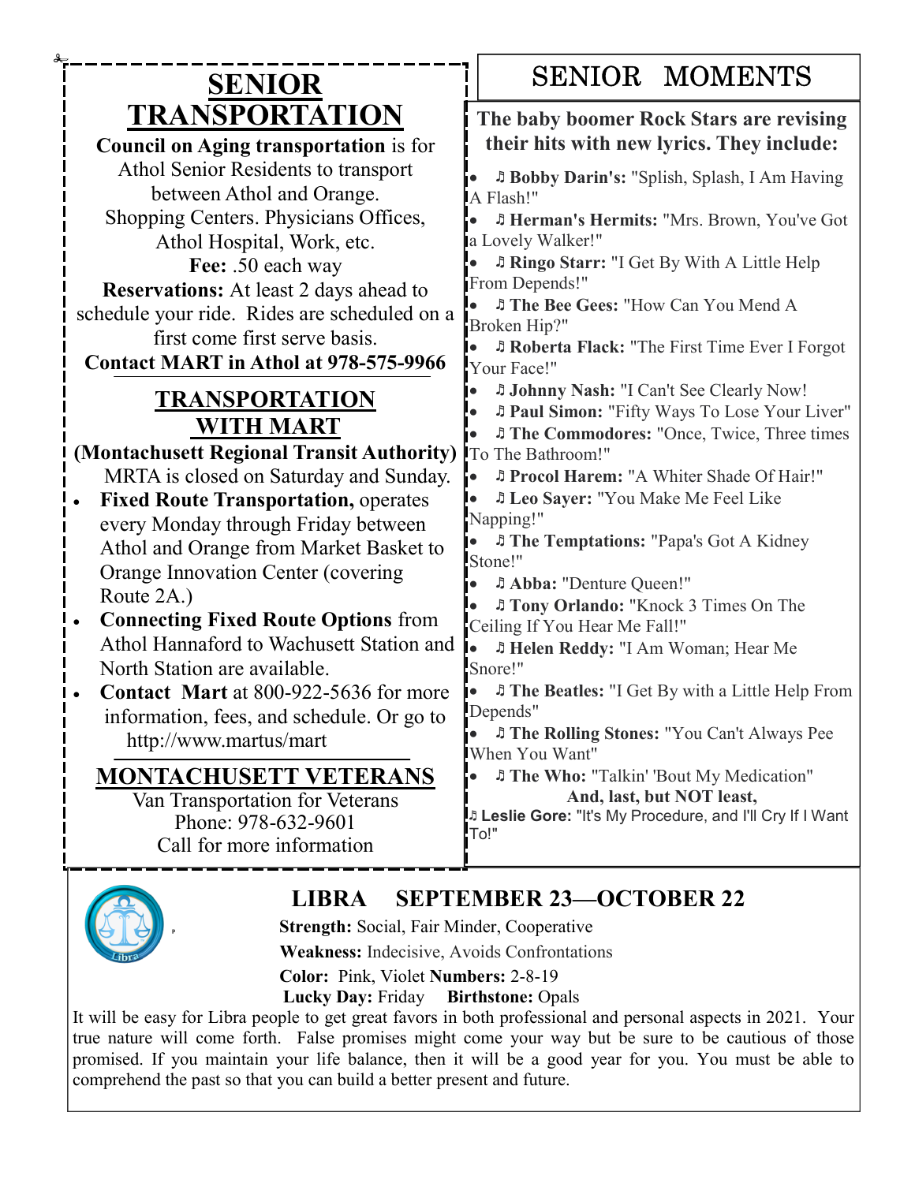# SENIOR TRANSPORTATION

**Council on Aging transportation** is for Athol Senior Residents to transport between Athol and Orange. Shopping Centers. Physicians Offices, Athol Hospital, Work, etc.

**Fee:** .50 each way

**Reservations:** At least 2 days ahead to schedule your ride. Rides are scheduled on a first come first serve basis.

**Contact MART in Athol at 978-575-9966**

## TRANSPORTATION WITH MART

**(Montachusett Regional Transit Authority)**

MRTA is closed on Saturday and Sunday.

- **Fixed Route Transportation,** operates every Monday through Friday between Athol and Orange from Market Basket to Orange Innovation Center (covering Route 2A.)
- **Connecting Fixed Route Options** from Athol Hannaford to Wachusett Station and North Station are available.
- **Contact Mart** at 800-922-5636 for more information, fees, and schedule. Or go to http://www.martus/mart

## MONTACHUSETT VETERANS

Van Transportation for Veterans
Phone: 978-632-9601
Call for more information

# SENIOR MOMENTS

**The baby boomer Rock Stars are revising their hits with new lyrics. They include:**

- ♫ **Bobby Darin's:** "Splish, Splash, I Am Having A Flash!"
- ♫ **Herman's Hermits:** "Mrs. Brown, You've Got a Lovely Walker!"
- ♫ **Ringo Starr:** "I Get By With A Little Help From Depends!"
- ♫ **The Bee Gees:** "How Can You Mend A Broken Hip?"
- ♫ **Roberta Flack:** "The First Time Ever I Forgot Your Face!"
- ♫ **Johnny Nash:** "I Can't See Clearly Now!
- ♫ **Paul Simon:** "Fifty Ways To Lose Your Liver"
- ♫ **The Commodores:** "Once, Twice, Three times To The Bathroom!"
- ♫ **Procol Harem:** "A Whiter Shade Of Hair!"
- ♫ **Leo Sayer:** "You Make Me Feel Like Napping!"
- ♫ **The Temptations:** "Papa's Got A Kidney Stone!"
- ♫ **Abba:** "Denture Queen!"
- ♫ **Tony Orlando:** "Knock 3 Times On The Ceiling If You Hear Me Fall!"
- ♫ **Helen Reddy:** "I Am Woman; Hear Me Snore!"
- ♫ **The Beatles:** "I Get By with a Little Help From Depends"
- ♫ **The Rolling Stones:** "You Can't Always Pee When You Want"
- ♫ **The Who:** "Talkin' 'Bout My Medication"

**And, last, but NOT least,**

♫ **Leslie Gore:** "It's My Procedure, and I'll Cry If I Want To!"

## LIBRA SEPTEMBER 23—OCTOBER 22

**Strength:** Social, Fair Minder, Cooperative
**Weakness:** Indecisive, Avoids Confrontations
**Color:** Pink, Violet **Numbers:** 2-8-19
**Lucky Day:** Friday **Birthstone:** Opals

It will be easy for Libra people to get great favors in both professional and personal aspects in 2021. Your true nature will come forth. False promises might come your way but be sure to be cautious of those promised. If you maintain your life balance, then it will be a good year for you. You must be able to comprehend the past so that you can build a better present and future.